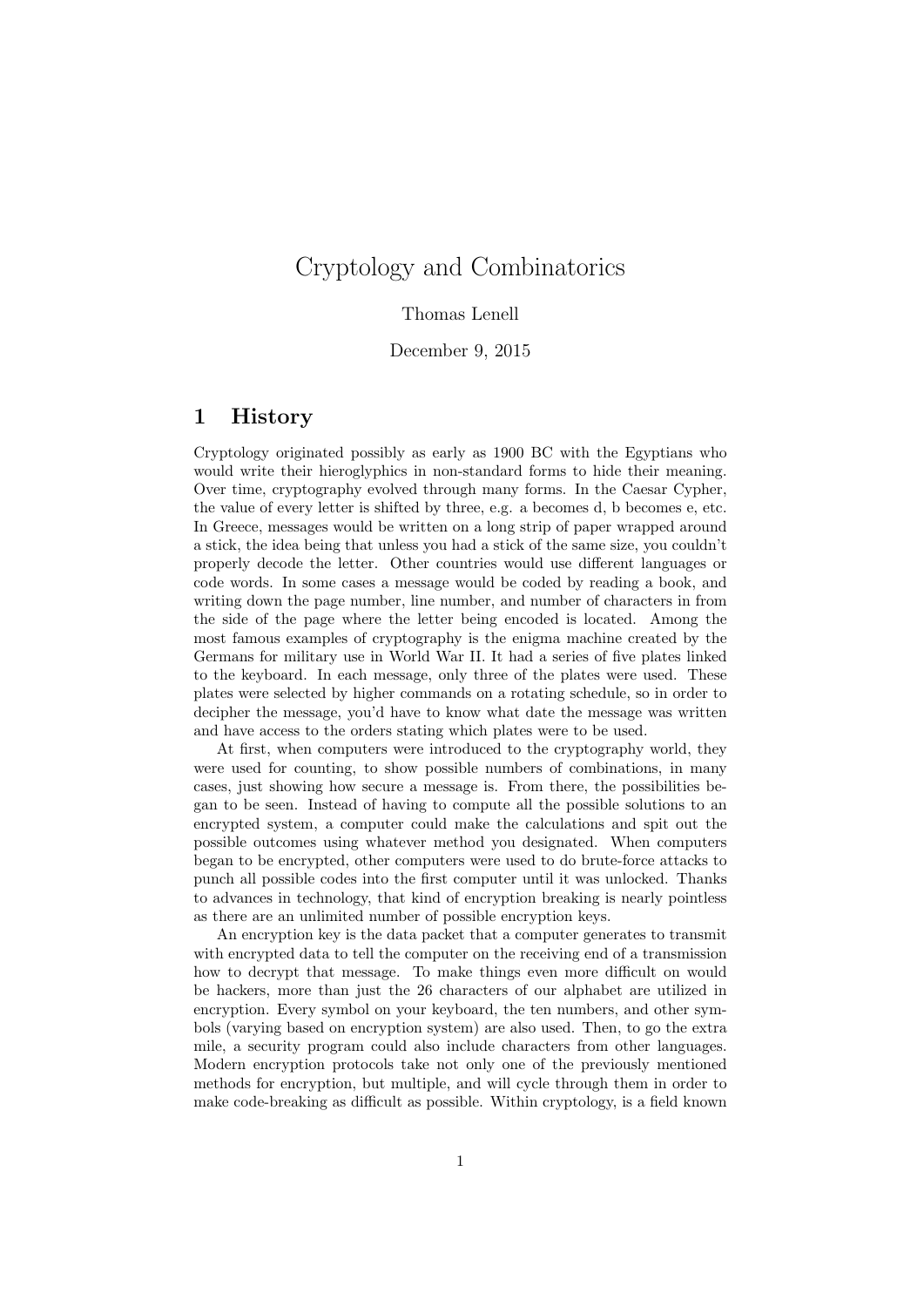# Cryptology and Combinatorics

Thomas Lenell

December 9, 2015

## 1 History

Cryptology originated possibly as early as 1900 BC with the Egyptians who would write their hieroglyphics in non-standard forms to hide their meaning. Over time, cryptography evolved through many forms. In the Caesar Cypher, the value of every letter is shifted by three, e.g. a becomes d, b becomes e, etc. In Greece, messages would be written on a long strip of paper wrapped around a stick, the idea being that unless you had a stick of the same size, you couldn't properly decode the letter. Other countries would use different languages or code words. In some cases a message would be coded by reading a book, and writing down the page number, line number, and number of characters in from the side of the page where the letter being encoded is located. Among the most famous examples of cryptography is the enigma machine created by the Germans for military use in World War II. It had a series of five plates linked to the keyboard. In each message, only three of the plates were used. These plates were selected by higher commands on a rotating schedule, so in order to decipher the message, you'd have to know what date the message was written and have access to the orders stating which plates were to be used.

At first, when computers were introduced to the cryptography world, they were used for counting, to show possible numbers of combinations, in many cases, just showing how secure a message is. From there, the possibilities began to be seen. Instead of having to compute all the possible solutions to an encrypted system, a computer could make the calculations and spit out the possible outcomes using whatever method you designated. When computers began to be encrypted, other computers were used to do brute-force attacks to punch all possible codes into the first computer until it was unlocked. Thanks to advances in technology, that kind of encryption breaking is nearly pointless as there are an unlimited number of possible encryption keys.

An encryption key is the data packet that a computer generates to transmit with encrypted data to tell the computer on the receiving end of a transmission how to decrypt that message. To make things even more difficult on would be hackers, more than just the 26 characters of our alphabet are utilized in encryption. Every symbol on your keyboard, the ten numbers, and other symbols (varying based on encryption system) are also used. Then, to go the extra mile, a security program could also include characters from other languages. Modern encryption protocols take not only one of the previously mentioned methods for encryption, but multiple, and will cycle through them in order to make code-breaking as difficult as possible. Within cryptology, is a field known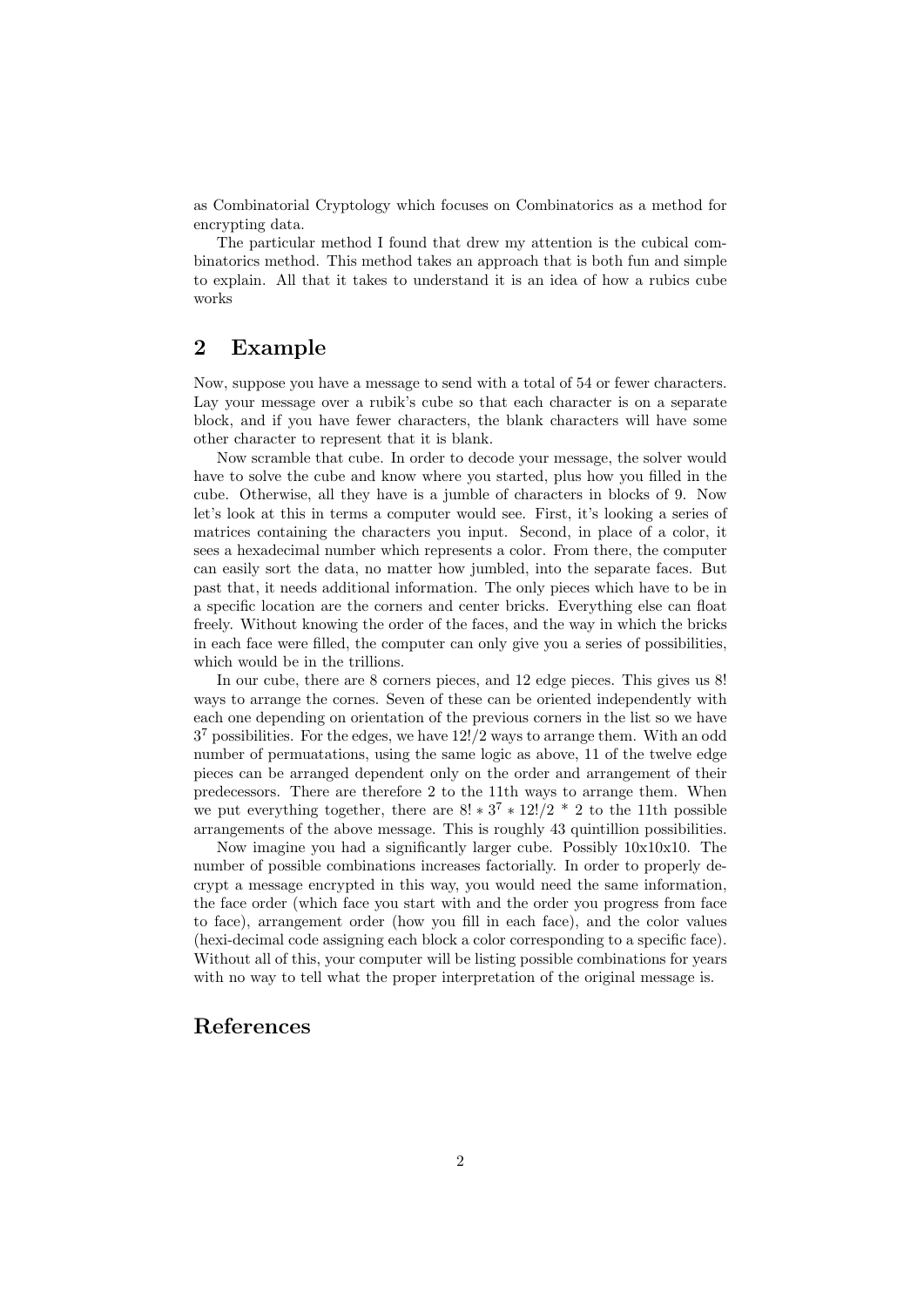as Combinatorial Cryptology which focuses on Combinatorics as a method for encrypting data.

The particular method I found that drew my attention is the cubical combinatorics method. This method takes an approach that is both fun and simple to explain. All that it takes to understand it is an idea of how a rubics cube works

## 2 Example

Now, suppose you have a message to send with a total of 54 or fewer characters. Lay your message over a rubik's cube so that each character is on a separate block, and if you have fewer characters, the blank characters will have some other character to represent that it is blank.

Now scramble that cube. In order to decode your message, the solver would have to solve the cube and know where you started, plus how you filled in the cube. Otherwise, all they have is a jumble of characters in blocks of 9. Now let's look at this in terms a computer would see. First, it's looking a series of matrices containing the characters you input. Second, in place of a color, it sees a hexadecimal number which represents a color. From there, the computer can easily sort the data, no matter how jumbled, into the separate faces. But past that, it needs additional information. The only pieces which have to be in a specific location are the corners and center bricks. Everything else can float freely. Without knowing the order of the faces, and the way in which the bricks in each face were filled, the computer can only give you a series of possibilities, which would be in the trillions.

In our cube, there are 8 corners pieces, and 12 edge pieces. This gives us 8! ways to arrange the cornes. Seven of these can be oriented independently with each one depending on orientation of the previous corners in the list so we have $3^7$ possibilities. For the edges, we have $12!/2$ ways to arrange them. With an odd number of permuatations, using the same logic as above, 11 of the twelve edge pieces can be arranged dependent only on the order and arrangement of their predecessors. There are therefore 2 to the 11th ways to arrange them. When we put everything together, there are $8! * 3^7 * 12!/2$ * 2 to the 11th possible arrangements of the above message. This is roughly 43 quintillion possibilities.

Now imagine you had a significantly larger cube. Possibly 10x10x10. The number of possible combinations increases factorially. In order to properly decrypt a message encrypted in this way, you would need the same information, the face order (which face you start with and the order you progress from face to face), arrangement order (how you fill in each face), and the color values (hexi-decimal code assigning each block a color corresponding to a specific face). Without all of this, your computer will be listing possible combinations for years with no way to tell what the proper interpretation of the original message is.

## References